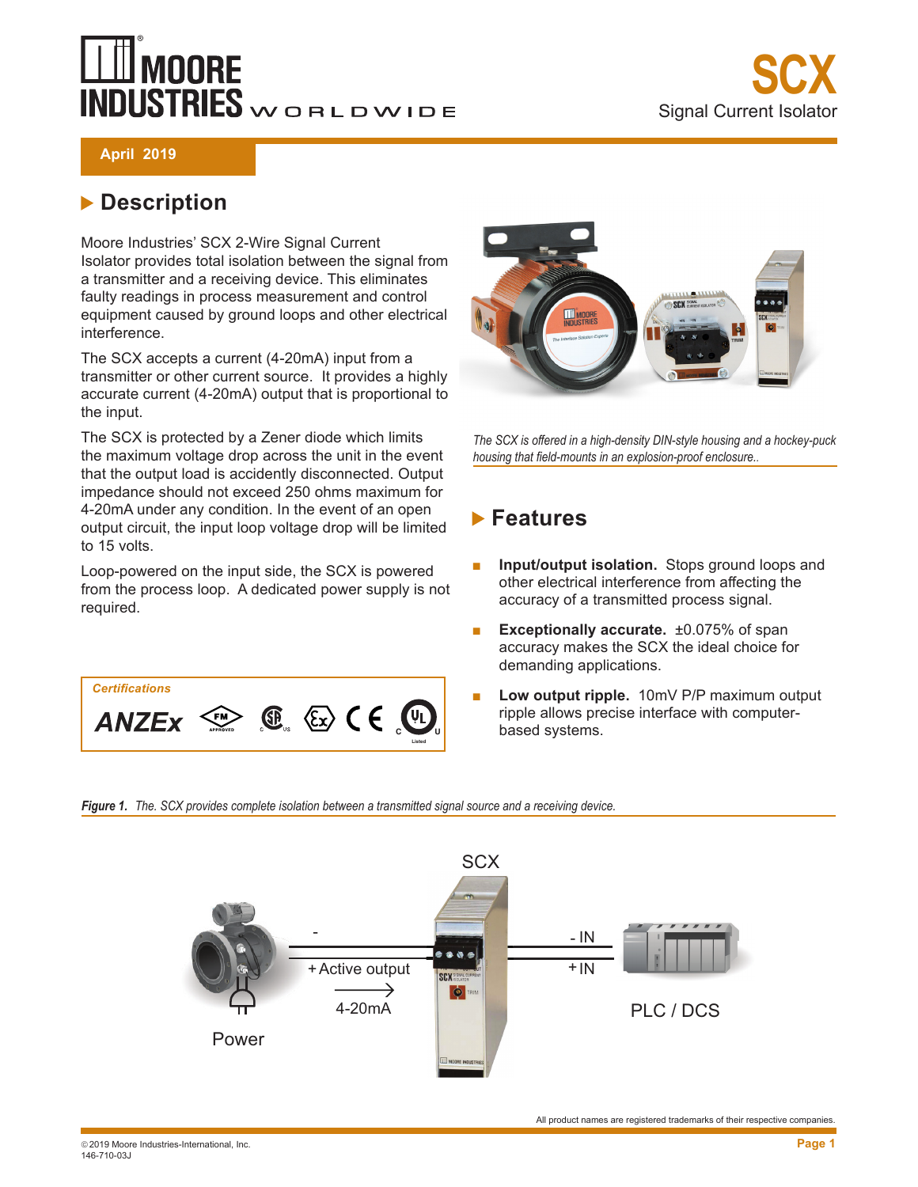# SCX

Signal Current Isolator

April 2019

## Description

Moore Industries' SCX 2-Wire Signal Current Isolator provides total isolation between the signal from a transmitter and a receiving device. This eliminates faulty readings in process measurement and control equipment caused by ground loops and other electrical interference.

The SCX accepts a current (4-20mA) input from a transmitter or other current source. It provides a highly accurate current (4-20mA) output that is proportional to the input.

The SCX is protected by a Zener diode which limits the maximum voltage drop across the unit in the event that the output load is accidently disconnected. Output impedance should not exceed 250 ohms maximum for 4-20mA under any condition. In the event of an open output circuit, the input loop voltage drop will be limited to 15 volts.

Loop-powered on the input side, the SCX is powered from the process loop. A dedicated power supply is not required.

*Certifications*

ANZEx

*The SCX is offered in a high-density DIN-style housing and a hockey-puck housing that field-mounts in an explosion-proof enclosure..*

## Features

- **Input/output isolation.** Stops ground loops and other electrical interference from affecting the accuracy of a transmitted process signal.
- **Exceptionally accurate.** ±0.075% of span accuracy makes the SCX the ideal choice for demanding applications.
- **Low output ripple.** 10mV P/P maximum output ripple allows precise interface with computer-based systems.

***Figure 1.** The. SCX provides complete isolation between a transmitted signal source and a receiving device.*

SCX

- 

+Active output

4-20mA

Power

- IN

+IN

PLC / DCS

All product names are registered trademarks of their respective companies.

© 2019 Moore Industries-International, Inc.
146-710-03J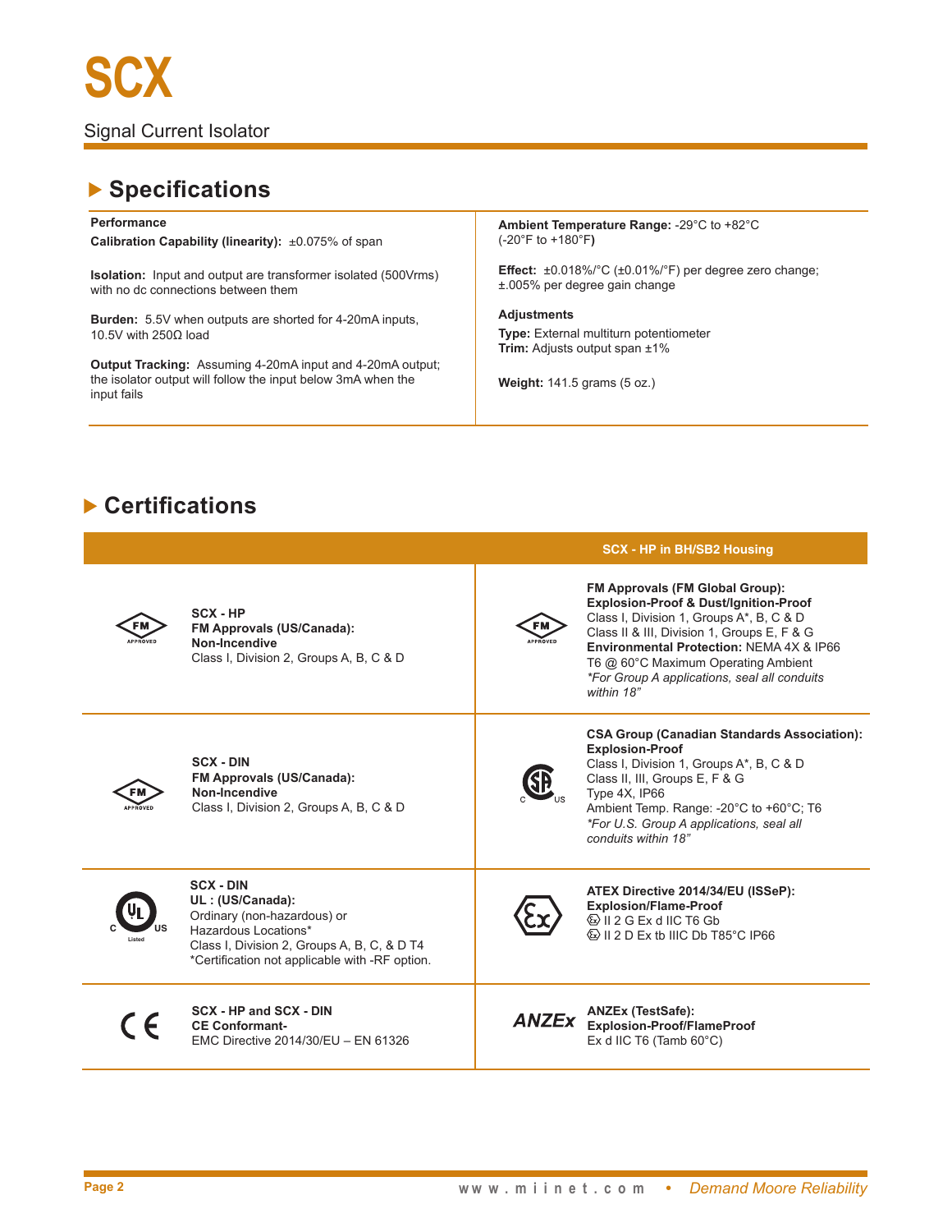# SCX

Signal Current Isolator

## Specifications

**Performance**

**Calibration Capability (linearity):** ±0.075% of span

**Isolation:** Input and output are transformer isolated (500Vrms) with no dc connections between them

**Burden:** 5.5V when outputs are shorted for 4-20mA inputs, 10.5V with 250Ω load

**Output Tracking:** Assuming 4-20mA input and 4-20mA output; the isolator output will follow the input below 3mA when the input fails

**Ambient Temperature Range:** -29°C to +82°C (-20°F to +180°F)

**Effect:** ±0.018%/°C (±0.01%/°F) per degree zero change; ±.005% per degree gain change

**Adjustments**

**Type:** External multiturn potentiometer
**Trim:** Adjusts output span ±1%

**Weight:** 141.5 grams (5 oz.)

## Certifications

| | SCX - HP in BH/SB2 Housing |
|---|---|
| **SCX - HP**<br>**FM Approvals (US/Canada):**<br>**Non-Incendive**<br>Class I, Division 2, Groups A, B, C & D | **FM Approvals (FM Global Group):**<br>**Explosion-Proof & Dust/Ignition-Proof**<br>Class I, Division 1, Groups A*, B, C & D<br>Class II & III, Division 1, Groups E, F & G<br>**Environmental Protection:** NEMA 4X & IP66<br>T6 @ 60°C Maximum Operating Ambient<br>*\*For Group A applications, seal all conduits within 18"* |
| **SCX - DIN**<br>**FM Approvals (US/Canada):**<br>**Non-Incendive**<br>Class I, Division 2, Groups A, B, C & D | **CSA Group (Canadian Standards Association):**<br>**Explosion-Proof**<br>Class I, Division 1, Groups A*, B, C & D<br>Class II, III, Groups E, F & G<br>Type 4X, IP66<br>Ambient Temp. Range: -20°C to +60°C; T6<br>*\*For U.S. Group A applications, seal all conduits within 18"* |
| **SCX - DIN**<br>**UL : (US/Canada):**<br>Ordinary (non-hazardous) or Hazardous Locations*<br>Class I, Division 2, Groups A, B, C, & D T4<br>*Certification not applicable with -RF option. | **ATEX Directive 2014/34/EU (ISSeP):**<br>**Explosion/Flame-Proof**<br>II 2 G Ex d IIC T6 Gb<br>II 2 D Ex tb IIIC Db T85°C IP66 |
| **SCX - HP and SCX - DIN**<br>**CE Conformant-**<br>EMC Directive 2014/30/EU – EN 61326 | **ANZEx (TestSafe):**<br>**Explosion-Proof/FlameProof**<br>Ex d IIC T6 (Tamb 60°C) |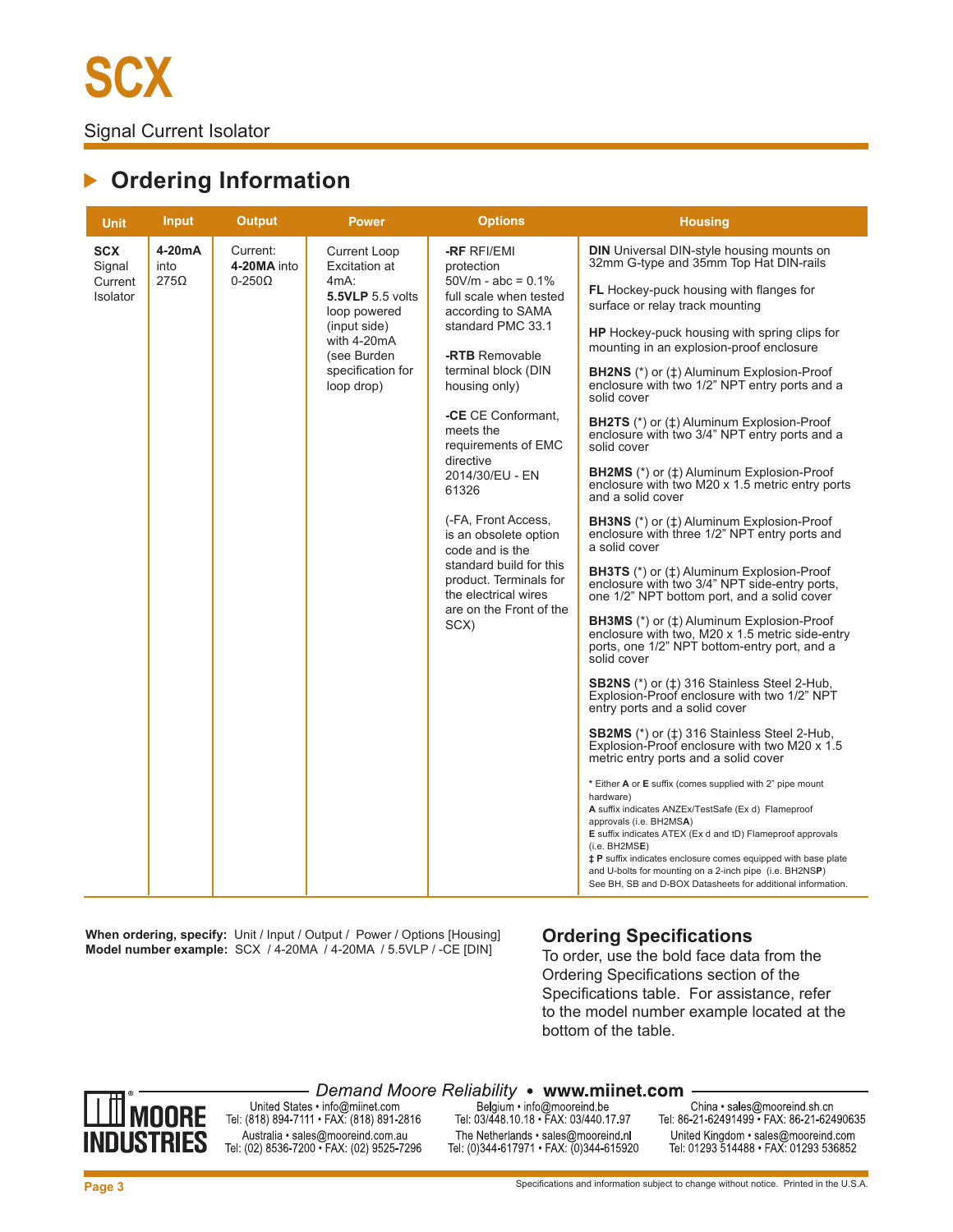# SCX

Signal Current Isolator

## Ordering Information

| Unit | Input | Output | Power | Options | Housing |
|---|---|---|---|---|---|
| **SCX** Signal Current Isolator | **4-20mA** into 275Ω | Current: **4-20MA** into 0-250Ω | Current Loop Excitation at 4mA: **5.5VLP** 5.5 volts loop powered (input side) with 4-20mA (see Burden specification for loop drop) | **-RF** RFI/EMI protection 50V/m - abc = 0.1% full scale when tested according to SAMA standard PMC 33.1<br><br>**-RTB** Removable terminal block (DIN housing only)<br><br>**-CE** CE Conformant, meets the requirements of EMC directive 2014/30/EU - EN 61326<br><br>(-FA, Front Access, is an obsolete option code and is the standard build for this product. Terminals for the electrical wires are on the Front of the SCX) | **DIN** Universal DIN-style housing mounts on 32mm G-type and 35mm Top Hat DIN-rails<br><br>**FL** Hockey-puck housing with flanges for surface or relay track mounting<br><br>**HP** Hockey-puck housing with spring clips for mounting in an explosion-proof enclosure<br><br>**BH2NS** (*) or (‡) Aluminum Explosion-Proof enclosure with two 1/2" NPT entry ports and a solid cover<br><br>**BH2TS** (*) or (‡) Aluminum Explosion-Proof enclosure with two 3/4" NPT entry ports and a solid cover<br><br>**BH2MS** (*) or (‡) Aluminum Explosion-Proof enclosure with two M20 x 1.5 metric entry ports and a solid cover<br><br>**BH3NS** (*) or (‡) Aluminum Explosion-Proof enclosure with three 1/2" NPT entry ports and a solid cover<br><br>**BH3TS** (*) or (‡) Aluminum Explosion-Proof enclosure with two 3/4" NPT side-entry ports, one 1/2" NPT bottom port, and a solid cover<br><br>**BH3MS** (*) or (‡) Aluminum Explosion-Proof enclosure with two, M20 x 1.5 metric side-entry ports, one 1/2" NPT bottom-entry port, and a solid cover<br><br>**SB2NS** (*) or (‡) 316 Stainless Steel 2-Hub, Explosion-Proof enclosure with two 1/2" NPT entry ports and a solid cover<br><br>**SB2MS** (*) or (‡) 316 Stainless Steel 2-Hub, Explosion-Proof enclosure with two M20 x 1.5 metric entry ports and a solid cover<br><br>* Either **A** or **E** suffix (comes supplied with 2" pipe mount hardware)<br>**A** suffix indicates ANZEx/TestSafe (Ex d) Flameproof approvals (i.e. BH2MS**A**)<br>**E** suffix indicates ATEX (Ex d and tD) Flameproof approvals (i.e. BH2MS**E**)<br>**‡ P** suffix indicates enclosure comes equipped with base plate and U-bolts for mounting on a 2-inch pipe (i.e. BH2NS**P**)<br>See BH, SB and D-BOX Datasheets for additional information. |

**When ordering, specify:** Unit / Input / Output / Power / Options [Housing]
**Model number example:** SCX / 4-20MA / 4-20MA / 5.5VLP / -CE [DIN]

### Ordering Specifications

To order, use the bold face data from the Ordering Specifications section of the Specifications table. For assistance, refer to the model number example located at the bottom of the table.

*Demand Moore Reliability* • **www.miinet.com**

MOORE INDUSTRIES

United States • info@miinet.com
Tel: (818) 894-7111 • FAX: (818) 891-2816

Australia • sales@mooreind.com.au
Tel: (02) 8536-7200 • FAX: (02) 9525-7296

Belgium • info@mooreind.be
Tel: 03/448.10.18 • FAX: 03/440.17.97

The Netherlands • sales@mooreind.nl
Tel: (0)344-617971 • FAX: (0)344-615920

China • sales@mooreind.sh.cn
Tel: 86-21-62491499 • FAX: 86-21-62490635

United Kingdom • sales@mooreind.com
Tel: 01293 514488 • FAX: 01293 536852

Specifications and information subject to change without notice. Printed in the U.S.A.